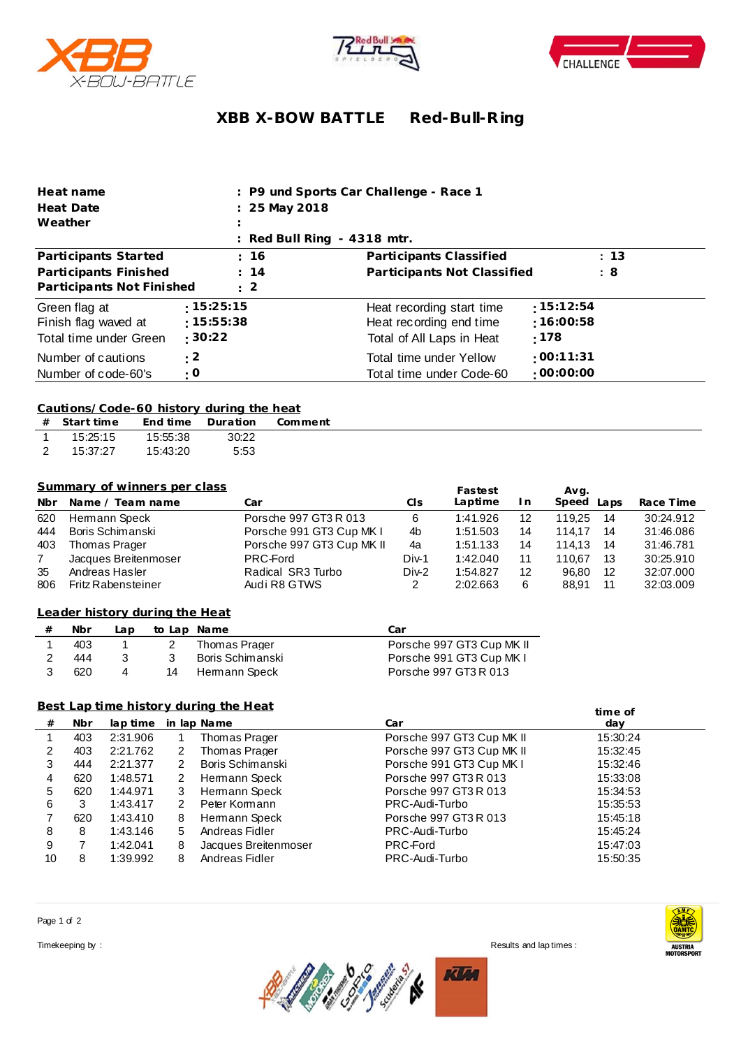# XBB X-BOW BATTLE Red-Bull-Ring

| | | | |
|---|---|---|---|
| **Heat name** | **: P9 und Sports Car Challenge - Race 1** | | |
| **Heat Date** | **: 25 May 2018** | | |
| **Weather** | **:** | | |
| | **: Red Bull Ring - 4318 mtr.** | | |
| **Participants Started** | **: 16** | **Participants Classified** | **: 13** |
| **Participants Finished** | **: 14** | **Participants Not Classified** | **: 8** |
| **Participants Not Finished** | **: 2** | | |
| Green flag at | **: 15:25:15** | Heat recording start time | **: 15:12:54** |
| Finish flag waved at | **: 15:55:38** | Heat recording end time | **: 16:00:58** |
| Total time under Green | **: 30:22** | Total of All Laps in Heat | **: 178** |
| Number of cautions | **: 2** | Total time under Yellow | **: 00:11:31** |
| Number of code-60's | **: 0** | Total time under Code-60 | **: 00:00:00** |

## Cautions/Code-60 history during the heat

| # | Start time | End time | Duration | Comment |
|---|---|---|---|---|
| 1 | 15:25:15 | 15:55:38 | 30:22 | |
| 2 | 15:37:27 | 15:43:20 | 5:53 | |

## Summary of winners per class

| Nbr | Name / Team name | Car | Cls | Fastest Laptime | In | Avg. Speed | Laps | Race Time |
|---|---|---|---|---|---|---|---|---|
| 620 | Hermann Speck | Porsche 997 GT3 R 013 | 6 | 1:41.926 | 12 | 119,25 | 14 | 30:24.912 |
| 444 | Boris Schimanski | Porsche 991 GT3 Cup MK I | 4b | 1:51.503 | 14 | 114,17 | 14 | 31:46.086 |
| 403 | Thomas Prager | Porsche 997 GT3 Cup MK II | 4a | 1:51.133 | 14 | 114,13 | 14 | 31:46.781 |
| 7 | Jacques Breitenmoser | PRC-Ford | Div-1 | 1:42.040 | 11 | 110,67 | 13 | 30:25.910 |
| 35 | Andreas Hasler | Radical SR3 Turbo | Div-2 | 1:54.827 | 12 | 96,80 | 12 | 32:07.000 |
| 806 | Fritz Rabensteiner | Audi R8 GTWS | 2 | 2:02.663 | 6 | 88,91 | 11 | 32:03.009 |

## Leader history during the Heat

| # | Nbr | Lap | to Lap | Name | Car |
|---|---|---|---|---|---|
| 1 | 403 | 1 | 2 | Thomas Prager | Porsche 997 GT3 Cup MK II |
| 2 | 444 | 3 | 3 | Boris Schimanski | Porsche 991 GT3 Cup MK I |
| 3 | 620 | 4 | 14 | Hermann Speck | Porsche 997 GT3 R 013 |

## Best Lap time history during the Heat

| # | Nbr | lap time | in lap | Name | Car | time of day |
|---|---|---|---|---|---|---|
| 1 | 403 | 2:31.906 | 1 | Thomas Prager | Porsche 997 GT3 Cup MK II | 15:30:24 |
| 2 | 403 | 2:21.762 | 2 | Thomas Prager | Porsche 997 GT3 Cup MK II | 15:32:45 |
| 3 | 444 | 2:21.377 | 2 | Boris Schimanski | Porsche 991 GT3 Cup MK I | 15:32:46 |
| 4 | 620 | 1:48.571 | 2 | Hermann Speck | Porsche 997 GT3 R 013 | 15:33:08 |
| 5 | 620 | 1:44.971 | 3 | Hermann Speck | Porsche 997 GT3 R 013 | 15:34:53 |
| 6 | 3 | 1:43.417 | 2 | Peter Kormann | PRC-Audi-Turbo | 15:35:53 |
| 7 | 620 | 1:43.410 | 8 | Hermann Speck | Porsche 997 GT3 R 013 | 15:45:18 |
| 8 | 8 | 1:43.146 | 5 | Andreas Fidler | PRC-Audi-Turbo | 15:45:24 |
| 9 | 7 | 1:42.041 | 8 | Jacques Breitenmoser | PRC-Ford | 15:47:03 |
| 10 | 8 | 1:39.992 | 8 | Andreas Fidler | PRC-Audi-Turbo | 15:50:35 |

Timekeeping by :

Results and lap times :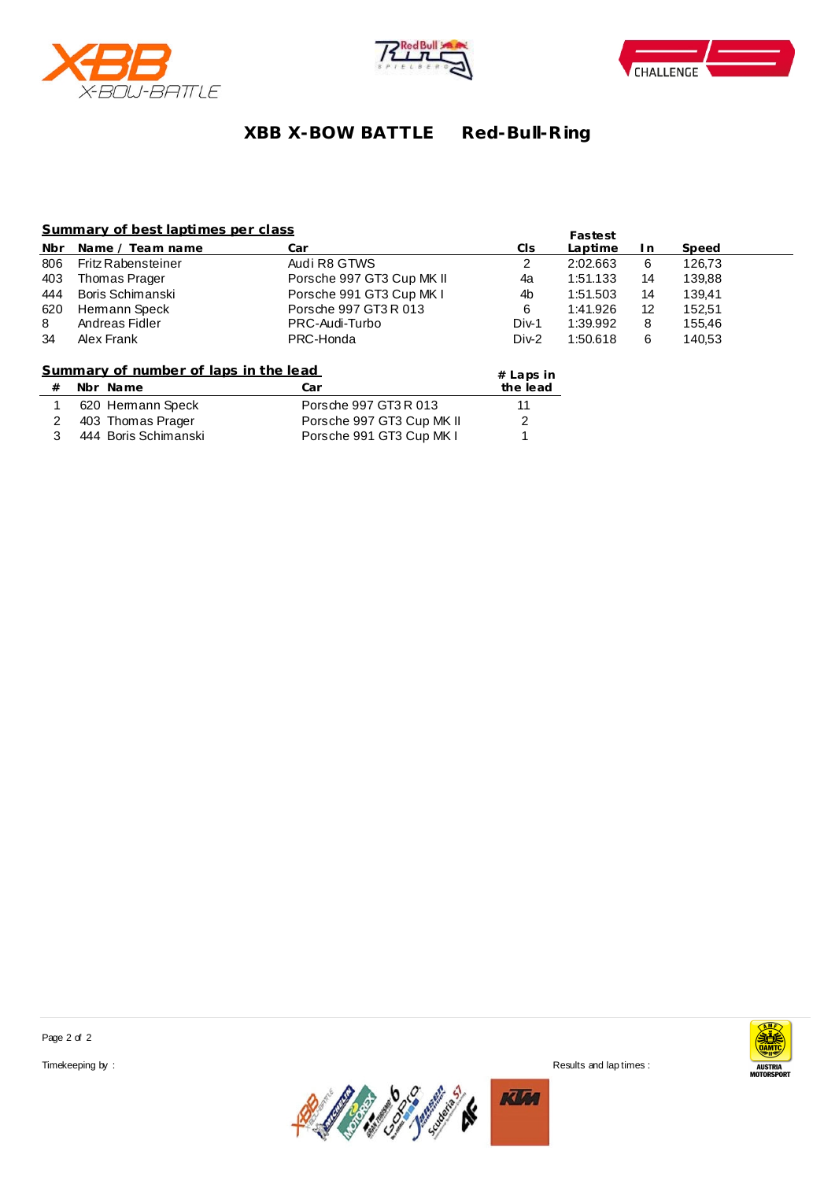# XBB X-BOW BATTLE Red-Bull-Ring

## Summary of best laptimes per class

| Nbr | Name / Team name | Car | Cls | Fastest Laptime | In | Speed |
|---|---|---|---|---|---|---|
| 806 | Fritz Rabensteiner | Audi R8 GTWS | 2 | 2:02.663 | 6 | 126,73 |
| 403 | Thomas Prager | Porsche 997 GT3 Cup MK II | 4a | 1:51.133 | 14 | 139,88 |
| 444 | Boris Schimanski | Porsche 991 GT3 Cup MK I | 4b | 1:51.503 | 14 | 139,41 |
| 620 | Hermann Speck | Porsche 997 GT3 R 013 | 6 | 1:41.926 | 12 | 152,51 |
| 8 | Andreas Fidler | PRC-Audi-Turbo | Div-1 | 1:39.992 | 8 | 155,46 |
| 34 | Alex Frank | PRC-Honda | Div-2 | 1:50.618 | 6 | 140,53 |

## Summary of number of laps in the lead

| # | Nbr | Name | Car | # Laps in the lead |
|---|---|---|---|---|
| 1 | 620 | Hermann Speck | Porsche 997 GT3 R 013 | 11 |
| 2 | 403 | Thomas Prager | Porsche 997 GT3 Cup MK II | 2 |
| 3 | 444 | Boris Schimanski | Porsche 991 GT3 Cup MK I | 1 |

Timekeeping by :

Results and lap times :